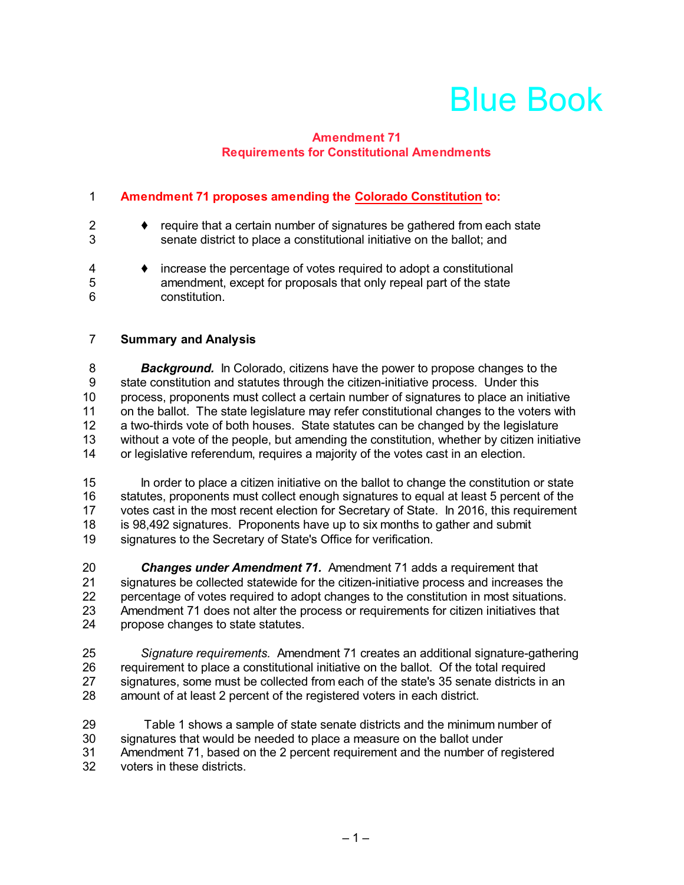# Blue Book

## Amendment 71
## Requirements for Constitutional Amendments

**Amendment 71 proposes amending the Colorado Constitution to:**

- require that a certain number of signatures be gathered from each state senate district to place a constitutional initiative on the ballot; and
- increase the percentage of votes required to adopt a constitutional amendment, except for proposals that only repeal part of the state constitution.

### Summary and Analysis

***Background.*** In Colorado, citizens have the power to propose changes to the state constitution and statutes through the citizen-initiative process. Under this process, proponents must collect a certain number of signatures to place an initiative on the ballot. The state legislature may refer constitutional changes to the voters with a two-thirds vote of both houses. State statutes can be changed by the legislature without a vote of the people, but amending the constitution, whether by citizen initiative or legislative referendum, requires a majority of the votes cast in an election.

In order to place a citizen initiative on the ballot to change the constitution or state statutes, proponents must collect enough signatures to equal at least 5 percent of the votes cast in the most recent election for Secretary of State. In 2016, this requirement is 98,492 signatures. Proponents have up to six months to gather and submit signatures to the Secretary of State's Office for verification.

***Changes under Amendment 71.*** Amendment 71 adds a requirement that signatures be collected statewide for the citizen-initiative process and increases the percentage of votes required to adopt changes to the constitution in most situations. Amendment 71 does not alter the process or requirements for citizen initiatives that propose changes to state statutes.

*Signature requirements.* Amendment 71 creates an additional signature-gathering requirement to place a constitutional initiative on the ballot. Of the total required signatures, some must be collected from each of the state's 35 senate districts in an amount of at least 2 percent of the registered voters in each district.

Table 1 shows a sample of state senate districts and the minimum number of signatures that would be needed to place a measure on the ballot under Amendment 71, based on the 2 percent requirement and the number of registered voters in these districts.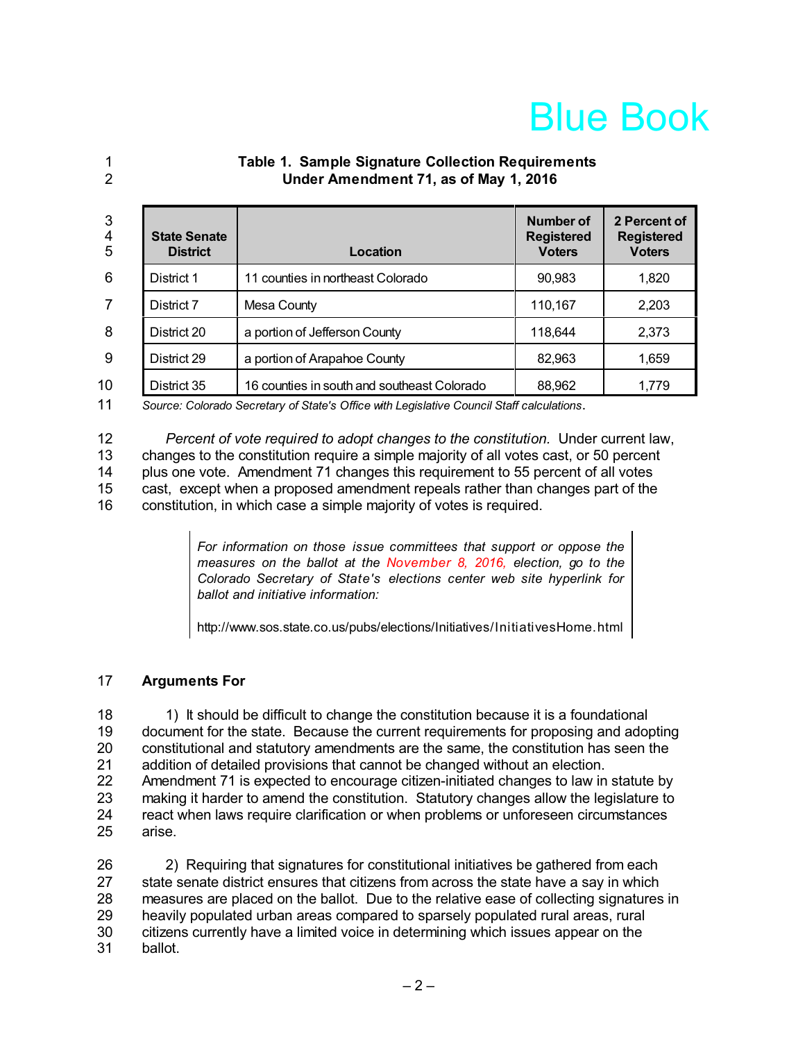**Table 1. Sample Signature Collection Requirements Under Amendment 71, as of May 1, 2016**

| State Senate District | Location | Number of Registered Voters | 2 Percent of Registered Voters |
|---|---|---|---|
| District 1 | 11 counties in northeast Colorado | 90,983 | 1,820 |
| District 7 | Mesa County | 110,167 | 2,203 |
| District 20 | a portion of Jefferson County | 118,644 | 2,373 |
| District 29 | a portion of Arapahoe County | 82,963 | 1,659 |
| District 35 | 16 counties in south and southeast Colorado | 88,962 | 1,779 |

*Source: Colorado Secretary of State's Office with Legislative Council Staff calculations.*

*Percent of vote required to adopt changes to the constitution.* Under current law, changes to the constitution require a simple majority of all votes cast, or 50 percent plus one vote. Amendment 71 changes this requirement to 55 percent of all votes cast, except when a proposed amendment repeals rather than changes part of the constitution, in which case a simple majority of votes is required.

> *For information on those issue committees that support or oppose the measures on the ballot at the November 8, 2016, election, go to the Colorado Secretary of State's elections center web site hyperlink for ballot and initiative information:*
>
> http://www.sos.state.co.us/pubs/elections/Initiatives/InitiativesHome.html

**Arguments For**

1) It should be difficult to change the constitution because it is a foundational document for the state. Because the current requirements for proposing and adopting constitutional and statutory amendments are the same, the constitution has seen the addition of detailed provisions that cannot be changed without an election. Amendment 71 is expected to encourage citizen-initiated changes to law in statute by making it harder to amend the constitution. Statutory changes allow the legislature to react when laws require clarification or when problems or unforeseen circumstances arise.

2) Requiring that signatures for constitutional initiatives be gathered from each state senate district ensures that citizens from across the state have a say in which measures are placed on the ballot. Due to the relative ease of collecting signatures in heavily populated urban areas compared to sparsely populated rural areas, rural citizens currently have a limited voice in determining which issues appear on the ballot.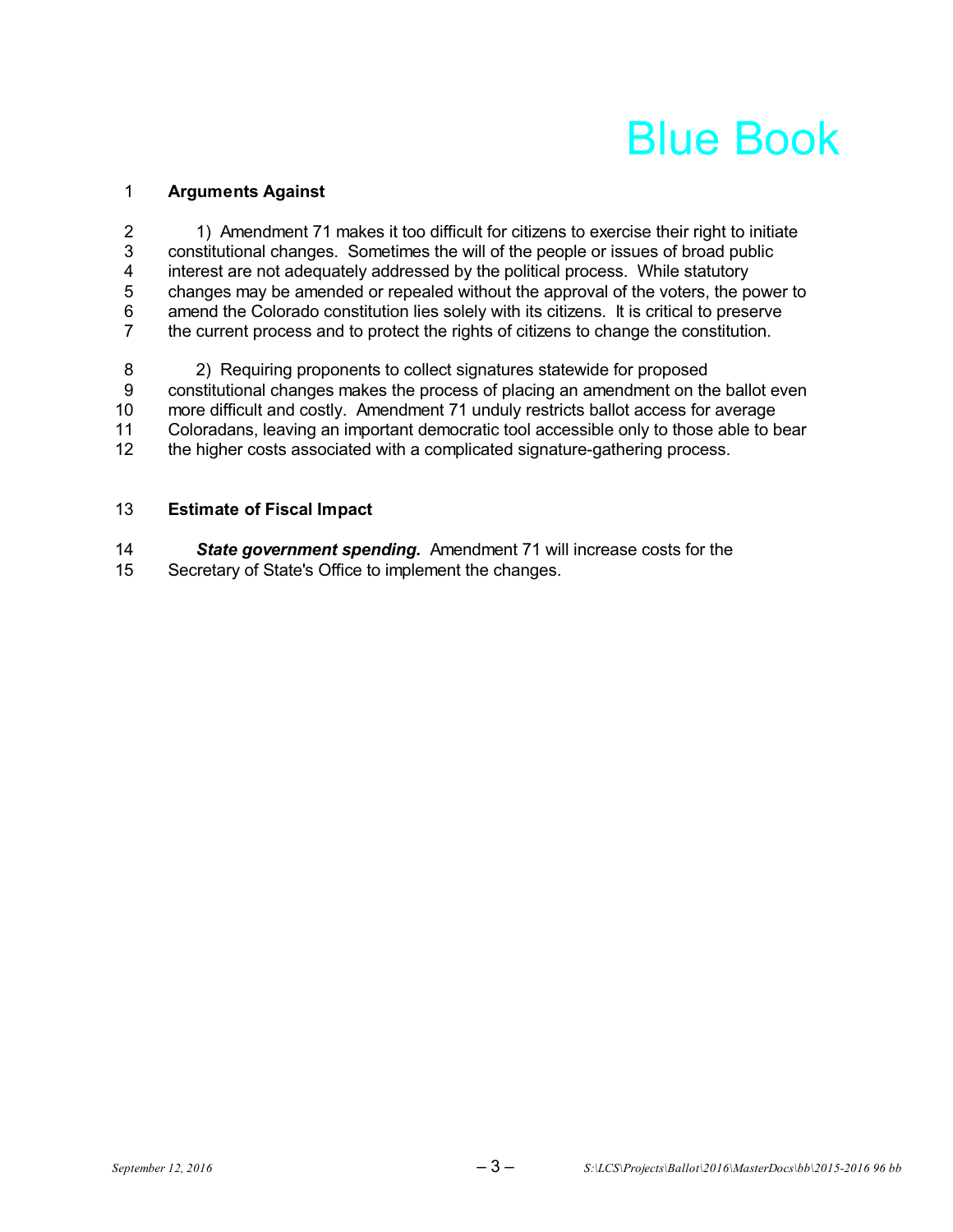## Arguments Against

1) Amendment 71 makes it too difficult for citizens to exercise their right to initiate constitutional changes. Sometimes the will of the people or issues of broad public interest are not adequately addressed by the political process. While statutory changes may be amended or repealed without the approval of the voters, the power to amend the Colorado constitution lies solely with its citizens. It is critical to preserve the current process and to protect the rights of citizens to change the constitution.

2) Requiring proponents to collect signatures statewide for proposed constitutional changes makes the process of placing an amendment on the ballot even more difficult and costly. Amendment 71 unduly restricts ballot access for average Coloradans, leaving an important democratic tool accessible only to those able to bear the higher costs associated with a complicated signature-gathering process.

## Estimate of Fiscal Impact

***State government spending.*** Amendment 71 will increase costs for the Secretary of State's Office to implement the changes.